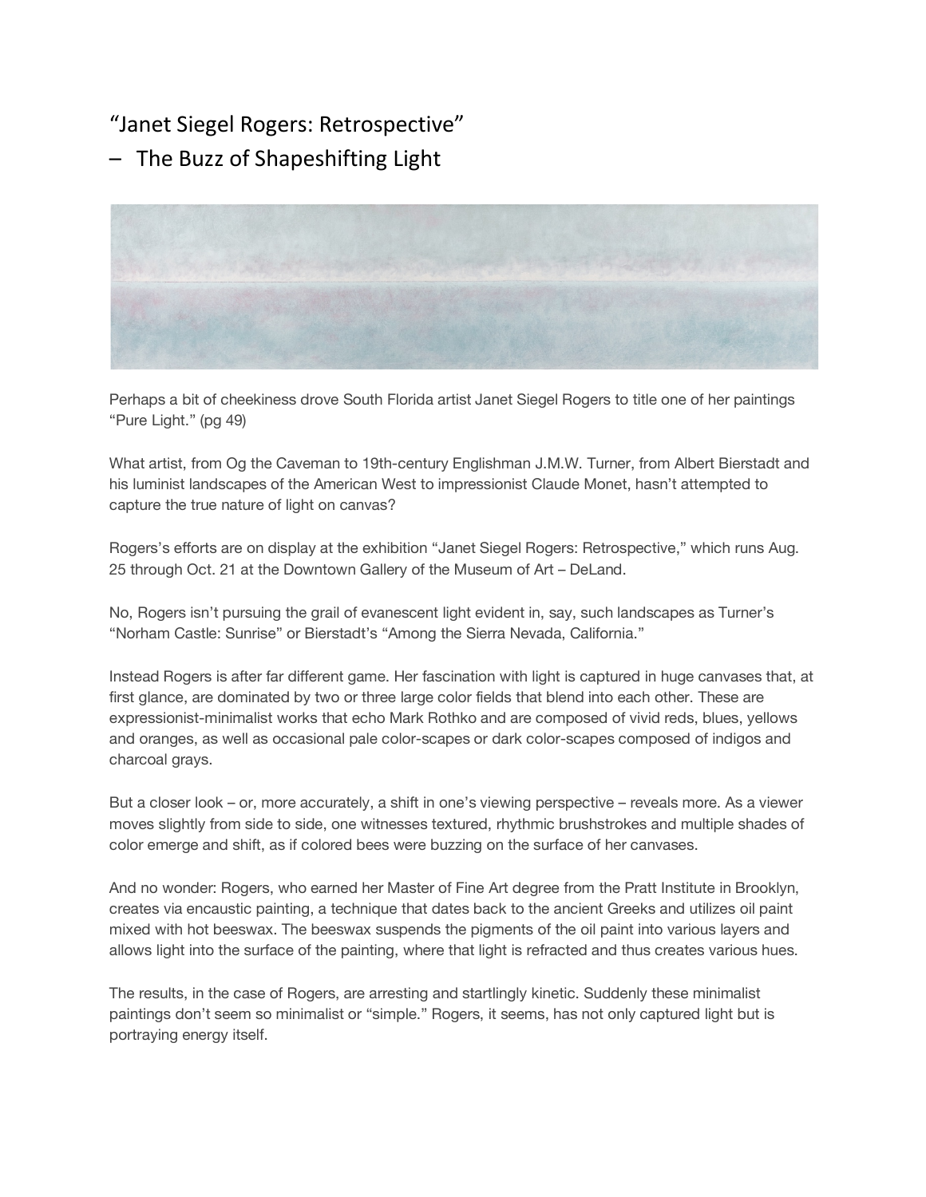# "Janet Siegel Rogers: Retrospective"
# – The Buzz of Shapeshifting Light

Perhaps a bit of cheekiness drove South Florida artist Janet Siegel Rogers to title one of her paintings "Pure Light." (pg 49)

What artist, from Og the Caveman to 19th-century Englishman J.M.W. Turner, from Albert Bierstadt and his luminist landscapes of the American West to impressionist Claude Monet, hasn't attempted to capture the true nature of light on canvas?

Rogers's efforts are on display at the exhibition "Janet Siegel Rogers: Retrospective," which runs Aug. 25 through Oct. 21 at the Downtown Gallery of the Museum of Art – DeLand.

No, Rogers isn't pursuing the grail of evanescent light evident in, say, such landscapes as Turner's "Norham Castle: Sunrise" or Bierstadt's "Among the Sierra Nevada, California."

Instead Rogers is after far different game. Her fascination with light is captured in huge canvases that, at first glance, are dominated by two or three large color fields that blend into each other. These are expressionist-minimalist works that echo Mark Rothko and are composed of vivid reds, blues, yellows and oranges, as well as occasional pale color-scapes or dark color-scapes composed of indigos and charcoal grays.

But a closer look – or, more accurately, a shift in one's viewing perspective – reveals more. As a viewer moves slightly from side to side, one witnesses textured, rhythmic brushstrokes and multiple shades of color emerge and shift, as if colored bees were buzzing on the surface of her canvases.

And no wonder: Rogers, who earned her Master of Fine Art degree from the Pratt Institute in Brooklyn, creates via encaustic painting, a technique that dates back to the ancient Greeks and utilizes oil paint mixed with hot beeswax. The beeswax suspends the pigments of the oil paint into various layers and allows light into the surface of the painting, where that light is refracted and thus creates various hues.

The results, in the case of Rogers, are arresting and startlingly kinetic. Suddenly these minimalist paintings don't seem so minimalist or "simple." Rogers, it seems, has not only captured light but is portraying energy itself.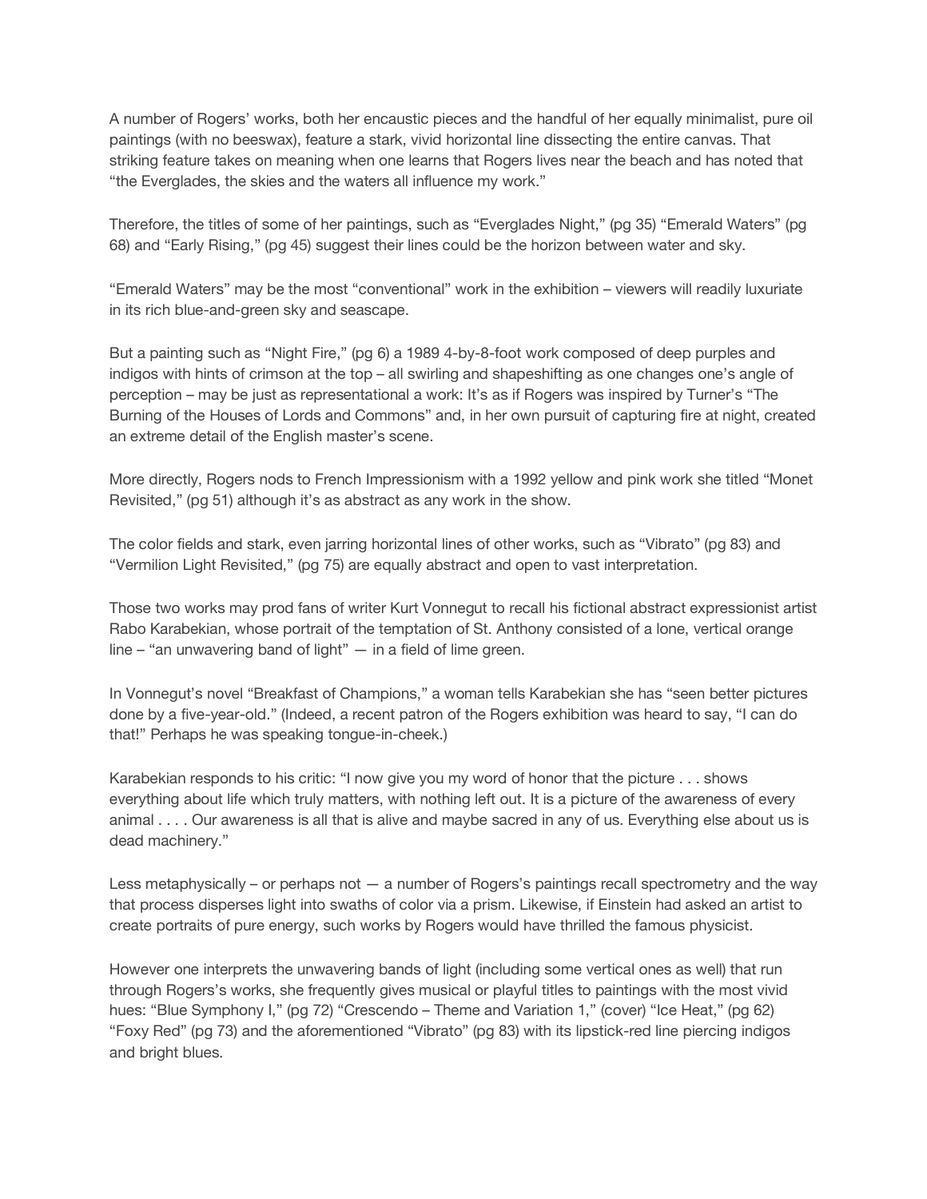A number of Rogers' works, both her encaustic pieces and the handful of her equally minimalist, pure oil paintings (with no beeswax), feature a stark, vivid horizontal line dissecting the entire canvas. That striking feature takes on meaning when one learns that Rogers lives near the beach and has noted that "the Everglades, the skies and the waters all influence my work."

Therefore, the titles of some of her paintings, such as "Everglades Night," (pg 35) "Emerald Waters" (pg 68) and "Early Rising," (pg 45) suggest their lines could be the horizon between water and sky.

"Emerald Waters" may be the most "conventional" work in the exhibition – viewers will readily luxuriate in its rich blue-and-green sky and seascape.

But a painting such as "Night Fire," (pg 6) a 1989 4-by-8-foot work composed of deep purples and indigos with hints of crimson at the top – all swirling and shapeshifting as one changes one's angle of perception – may be just as representational a work: It's as if Rogers was inspired by Turner's "The Burning of the Houses of Lords and Commons" and, in her own pursuit of capturing fire at night, created an extreme detail of the English master's scene.

More directly, Rogers nods to French Impressionism with a 1992 yellow and pink work she titled "Monet Revisited," (pg 51) although it's as abstract as any work in the show.

The color fields and stark, even jarring horizontal lines of other works, such as "Vibrato" (pg 83) and "Vermilion Light Revisited," (pg 75) are equally abstract and open to vast interpretation.

Those two works may prod fans of writer Kurt Vonnegut to recall his fictional abstract expressionist artist Rabo Karabekian, whose portrait of the temptation of St. Anthony consisted of a lone, vertical orange line – "an unwavering band of light" — in a field of lime green.

In Vonnegut's novel "Breakfast of Champions," a woman tells Karabekian she has "seen better pictures done by a five-year-old." (Indeed, a recent patron of the Rogers exhibition was heard to say, "I can do that!" Perhaps he was speaking tongue-in-cheek.)

Karabekian responds to his critic: "I now give you my word of honor that the picture . . . shows everything about life which truly matters, with nothing left out. It is a picture of the awareness of every animal . . . . Our awareness is all that is alive and maybe sacred in any of us. Everything else about us is dead machinery."

Less metaphysically – or perhaps not — a number of Rogers's paintings recall spectrometry and the way that process disperses light into swaths of color via a prism. Likewise, if Einstein had asked an artist to create portraits of pure energy, such works by Rogers would have thrilled the famous physicist.

However one interprets the unwavering bands of light (including some vertical ones as well) that run through Rogers's works, she frequently gives musical or playful titles to paintings with the most vivid hues: "Blue Symphony I," (pg 72) "Crescendo – Theme and Variation 1," (cover) "Ice Heat," (pg 62) "Foxy Red" (pg 73) and the aforementioned "Vibrato" (pg 83) with its lipstick-red line piercing indigos and bright blues.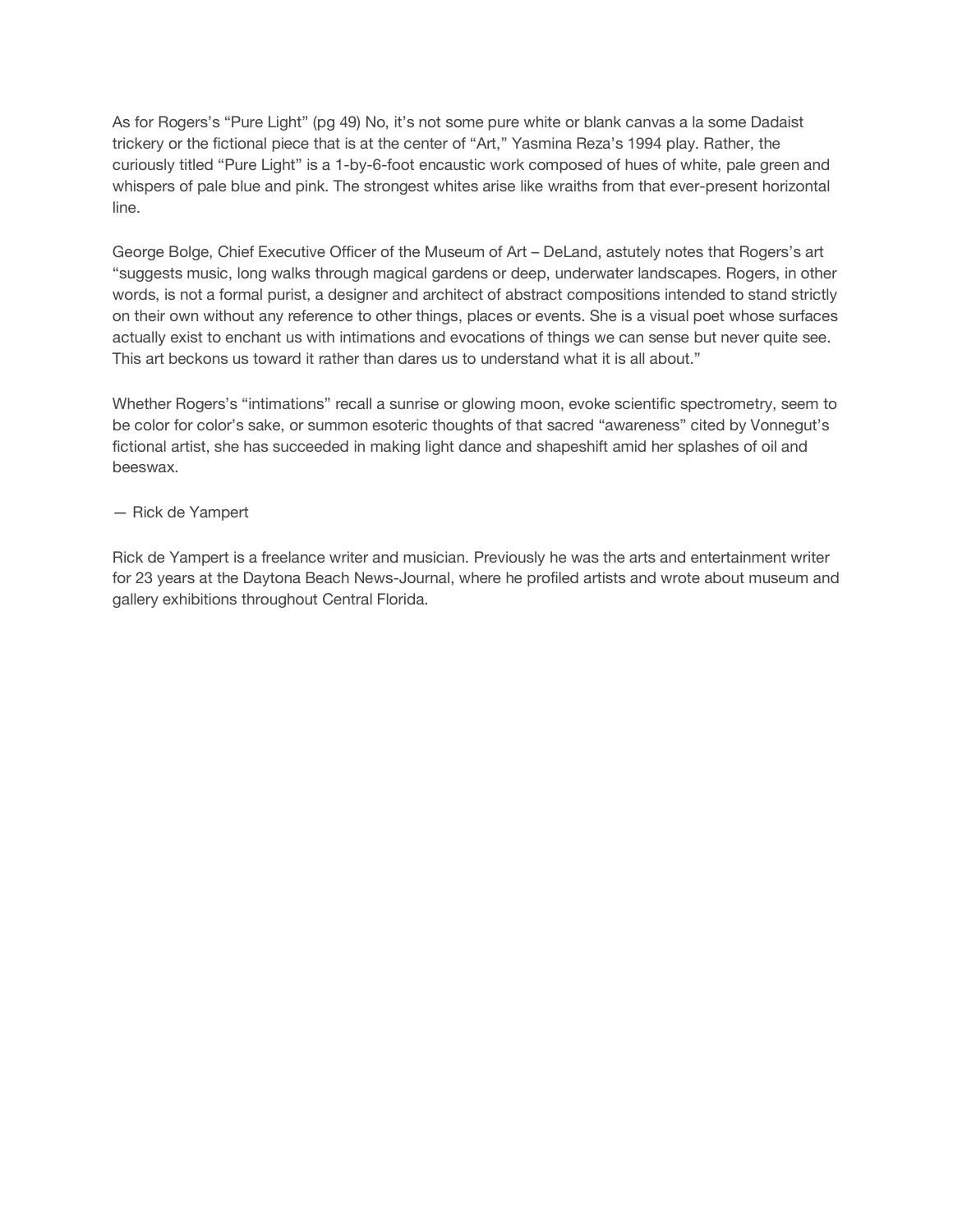As for Rogers's "Pure Light" (pg 49) No, it's not some pure white or blank canvas a la some Dadaist trickery or the fictional piece that is at the center of "Art," Yasmina Reza's 1994 play. Rather, the curiously titled "Pure Light" is a 1-by-6-foot encaustic work composed of hues of white, pale green and whispers of pale blue and pink. The strongest whites arise like wraiths from that ever-present horizontal line.

George Bolge, Chief Executive Officer of the Museum of Art – DeLand, astutely notes that Rogers's art "suggests music, long walks through magical gardens or deep, underwater landscapes. Rogers, in other words, is not a formal purist, a designer and architect of abstract compositions intended to stand strictly on their own without any reference to other things, places or events. She is a visual poet whose surfaces actually exist to enchant us with intimations and evocations of things we can sense but never quite see. This art beckons us toward it rather than dares us to understand what it is all about."

Whether Rogers's "intimations" recall a sunrise or glowing moon, evoke scientific spectrometry, seem to be color for color's sake, or summon esoteric thoughts of that sacred "awareness" cited by Vonnegut's fictional artist, she has succeeded in making light dance and shapeshift amid her splashes of oil and beeswax.

— Rick de Yampert

Rick de Yampert is a freelance writer and musician. Previously he was the arts and entertainment writer for 23 years at the Daytona Beach News-Journal, where he profiled artists and wrote about museum and gallery exhibitions throughout Central Florida.